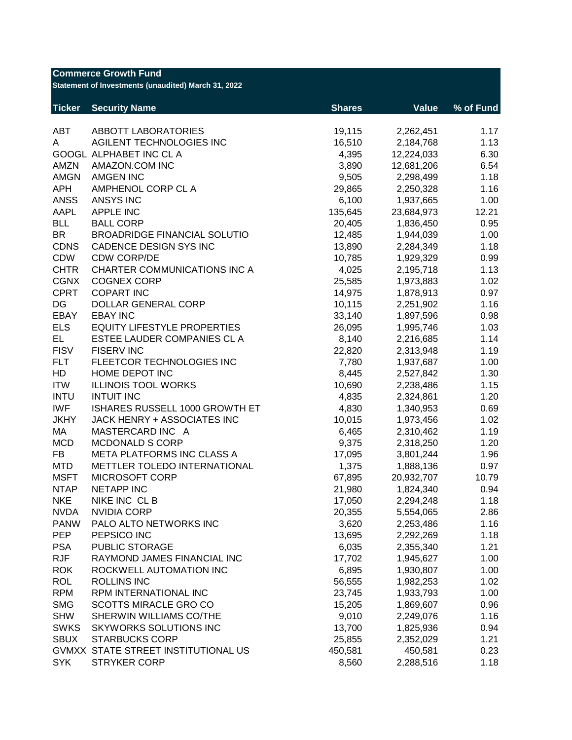**Commerce Growth Fund**

**Statement of Investments (unaudited) March 31, 2022**

| Ticker | Security Name | Shares | Value | % of Fund |
|---|---|---|---|---|
| ABT | ABBOTT LABORATORIES | 19,115 | 2,262,451 | 1.17 |
| A | AGILENT TECHNOLOGIES INC | 16,510 | 2,184,768 | 1.13 |
| GOOGL | ALPHABET INC CL A | 4,395 | 12,224,033 | 6.30 |
| AMZN | AMAZON.COM INC | 3,890 | 12,681,206 | 6.54 |
| AMGN | AMGEN INC | 9,505 | 2,298,499 | 1.18 |
| APH | AMPHENOL CORP CL A | 29,865 | 2,250,328 | 1.16 |
| ANSS | ANSYS INC | 6,100 | 1,937,665 | 1.00 |
| AAPL | APPLE INC | 135,645 | 23,684,973 | 12.21 |
| BLL | BALL CORP | 20,405 | 1,836,450 | 0.95 |
| BR | BROADRIDGE FINANCIAL SOLUTIO | 12,485 | 1,944,039 | 1.00 |
| CDNS | CADENCE DESIGN SYS INC | 13,890 | 2,284,349 | 1.18 |
| CDW | CDW CORP/DE | 10,785 | 1,929,329 | 0.99 |
| CHTR | CHARTER COMMUNICATIONS INC A | 4,025 | 2,195,718 | 1.13 |
| CGNX | COGNEX CORP | 25,585 | 1,973,883 | 1.02 |
| CPRT | COPART INC | 14,975 | 1,878,913 | 0.97 |
| DG | DOLLAR GENERAL CORP | 10,115 | 2,251,902 | 1.16 |
| EBAY | EBAY INC | 33,140 | 1,897,596 | 0.98 |
| ELS | EQUITY LIFESTYLE PROPERTIES | 26,095 | 1,995,746 | 1.03 |
| EL | ESTEE LAUDER COMPANIES CL A | 8,140 | 2,216,685 | 1.14 |
| FISV | FISERV INC | 22,820 | 2,313,948 | 1.19 |
| FLT | FLEETCOR TECHNOLOGIES INC | 7,780 | 1,937,687 | 1.00 |
| HD | HOME DEPOT INC | 8,445 | 2,527,842 | 1.30 |
| ITW | ILLINOIS TOOL WORKS | 10,690 | 2,238,486 | 1.15 |
| INTU | INTUIT INC | 4,835 | 2,324,861 | 1.20 |
| IWF | ISHARES RUSSELL 1000 GROWTH ET | 4,830 | 1,340,953 | 0.69 |
| JKHY | JACK HENRY + ASSOCIATES INC | 10,015 | 1,973,456 | 1.02 |
| MA | MASTERCARD INC A | 6,465 | 2,310,462 | 1.19 |
| MCD | MCDONALD S CORP | 9,375 | 2,318,250 | 1.20 |
| FB | META PLATFORMS INC CLASS A | 17,095 | 3,801,244 | 1.96 |
| MTD | METTLER TOLEDO INTERNATIONAL | 1,375 | 1,888,136 | 0.97 |
| MSFT | MICROSOFT CORP | 67,895 | 20,932,707 | 10.79 |
| NTAP | NETAPP INC | 21,980 | 1,824,340 | 0.94 |
| NKE | NIKE INC CL B | 17,050 | 2,294,248 | 1.18 |
| NVDA | NVIDIA CORP | 20,355 | 5,554,065 | 2.86 |
| PANW | PALO ALTO NETWORKS INC | 3,620 | 2,253,486 | 1.16 |
| PEP | PEPSICO INC | 13,695 | 2,292,269 | 1.18 |
| PSA | PUBLIC STORAGE | 6,035 | 2,355,340 | 1.21 |
| RJF | RAYMOND JAMES FINANCIAL INC | 17,702 | 1,945,627 | 1.00 |
| ROK | ROCKWELL AUTOMATION INC | 6,895 | 1,930,807 | 1.00 |
| ROL | ROLLINS INC | 56,555 | 1,982,253 | 1.02 |
| RPM | RPM INTERNATIONAL INC | 23,745 | 1,933,793 | 1.00 |
| SMG | SCOTTS MIRACLE GRO CO | 15,205 | 1,869,607 | 0.96 |
| SHW | SHERWIN WILLIAMS CO/THE | 9,010 | 2,249,076 | 1.16 |
| SWKS | SKYWORKS SOLUTIONS INC | 13,700 | 1,825,936 | 0.94 |
| SBUX | STARBUCKS CORP | 25,855 | 2,352,029 | 1.21 |
| GVMXX | STATE STREET INSTITUTIONAL US | 450,581 | 450,581 | 0.23 |
| SYK | STRYKER CORP | 8,560 | 2,288,516 | 1.18 |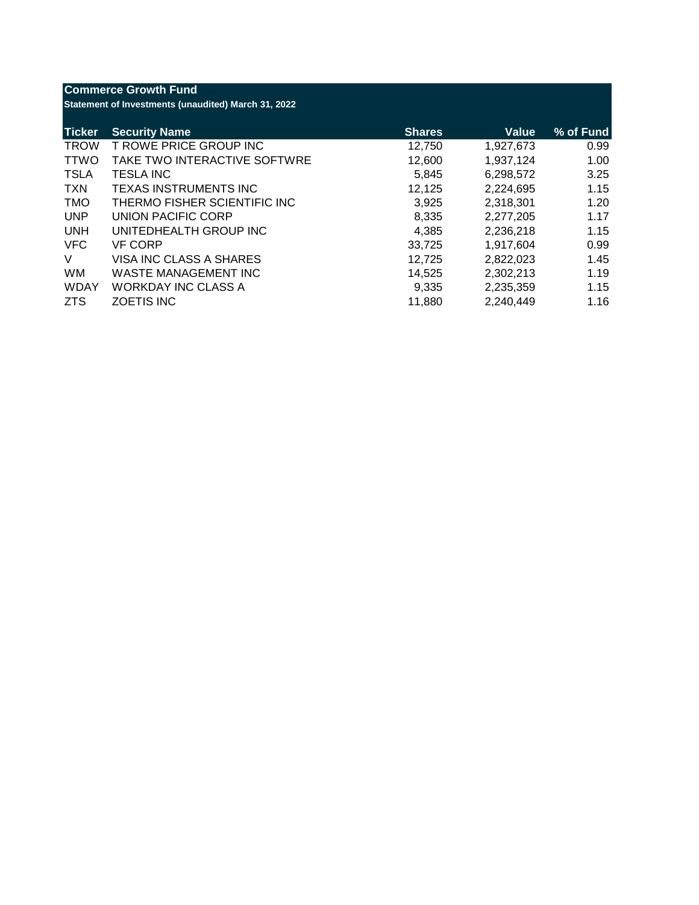**Commerce Growth Fund**

**Statement of Investments (unaudited) March 31, 2022**

| Ticker | Security Name | Shares | Value | % of Fund |
|---|---|---|---|---|
| TROW | T ROWE PRICE GROUP INC | 12,750 | 1,927,673 | 0.99 |
| TTWO | TAKE TWO INTERACTIVE SOFTWRE | 12,600 | 1,937,124 | 1.00 |
| TSLA | TESLA INC | 5,845 | 6,298,572 | 3.25 |
| TXN | TEXAS INSTRUMENTS INC | 12,125 | 2,224,695 | 1.15 |
| TMO | THERMO FISHER SCIENTIFIC INC | 3,925 | 2,318,301 | 1.20 |
| UNP | UNION PACIFIC CORP | 8,335 | 2,277,205 | 1.17 |
| UNH | UNITEDHEALTH GROUP INC | 4,385 | 2,236,218 | 1.15 |
| VFC | VF CORP | 33,725 | 1,917,604 | 0.99 |
| V | VISA INC CLASS A SHARES | 12,725 | 2,822,023 | 1.45 |
| WM | WASTE MANAGEMENT INC | 14,525 | 2,302,213 | 1.19 |
| WDAY | WORKDAY INC CLASS A | 9,335 | 2,235,359 | 1.15 |
| ZTS | ZOETIS INC | 11,880 | 2,240,449 | 1.16 |